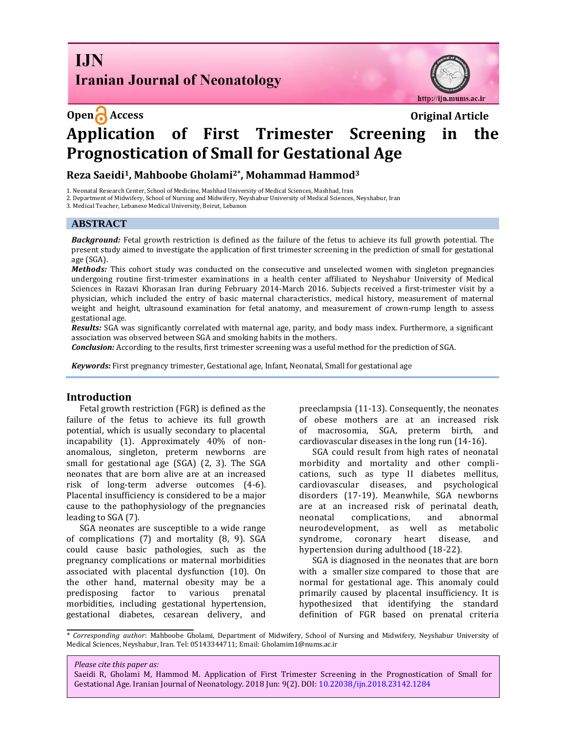Open Access

Original Article

# Application of First Trimester Screening in the Prognostication of Small for Gestational Age

**Reza Saeidi[1], Mahboobe Gholami[2*], Mohammad Hammod[3]**

1. Neonatal Research Center, School of Medicine, Mashhad University of Medical Sciences, Mashhad, Iran
2. Department of Midwifery, School of Nursing and Midwifery, Neyshabur University of Medical Sciences, Neyshabur, Iran
3. Medical Teacher, Lebanese Medical University, Beirut, Lebanon

## ABSTRACT

***Background:*** Fetal growth restriction is defined as the failure of the fetus to achieve its full growth potential. The present study aimed to investigate the application of first trimester screening in the prediction of small for gestational age (SGA).

***Methods:*** This cohort study was conducted on the consecutive and unselected women with singleton pregnancies undergoing routine first-trimester examinations in a health center affiliated to Neyshabur University of Medical Sciences in Razavi Khorasan Iran during February 2014-March 2016. Subjects received a first-trimester visit by a physician, which included the entry of basic maternal characteristics, medical history, measurement of maternal weight and height, ultrasound examination for fetal anatomy, and measurement of crown-rump length to assess gestational age.

***Results:*** SGA was significantly correlated with maternal age, parity, and body mass index. Furthermore, a significant association was observed between SGA and smoking habits in the mothers.

***Conclusion:*** According to the results, first trimester screening was a useful method for the prediction of SGA.

***Keywords:*** First pregnancy trimester, Gestational age, Infant, Neonatal, Small for gestational age

## Introduction

Fetal growth restriction (FGR) is defined as the failure of the fetus to achieve its full growth potential, which is usually secondary to placental incapability (1). Approximately 40% of non-anomalous, singleton, preterm newborns are small for gestational age (SGA) (2, 3). The SGA neonates that are born alive are at an increased risk of long-term adverse outcomes (4-6). Placental insufficiency is considered to be a major cause to the pathophysiology of the pregnancies leading to SGA (7).

SGA neonates are susceptible to a wide range of complications (7) and mortality (8, 9). SGA could cause basic pathologies, such as the pregnancy complications or maternal morbidities associated with placental dysfunction (10). On the other hand, maternal obesity may be a predisposing factor to various prenatal morbidities, including gestational hypertension, gestational diabetes, cesarean delivery, and preeclampsia (11-13). Consequently, the neonates of obese mothers are at an increased risk of macrosomia, SGA, preterm birth, and cardiovascular diseases in the long run (14-16).

SGA could result from high rates of neonatal morbidity and mortality and other complications, such as type II diabetes mellitus, cardiovascular diseases, and psychological disorders (17-19). Meanwhile, SGA newborns are at an increased risk of perinatal death, neonatal complications, and abnormal neurodevelopment, as well as metabolic syndrome, coronary heart disease, and hypertension during adulthood (18-22).

SGA is diagnosed in the neonates that are born with a smaller size compared to those that are normal for gestational age. This anomaly could primarily caused by placental insufficiency. It is hypothesized that identifying the standard definition of FGR based on prenatal criteria

---

*\* Corresponding author*: Mahboobe Gholami, Department of Midwifery, School of Nursing and Midwifery, Neyshabur University of Medical Sciences, Neyshabur, Iran. Tel: 05143344711; Email: Gholamim1@nums.ac.ir

*Please cite this paper as:*
Saeidi R, Gholami M, Hammod M. Application of First Trimester Screening in the Prognostication of Small for Gestational Age. Iranian Journal of Neonatology. 2018 Jun: 9(2). DOI: 10.22038/ijn.2018.23142.1284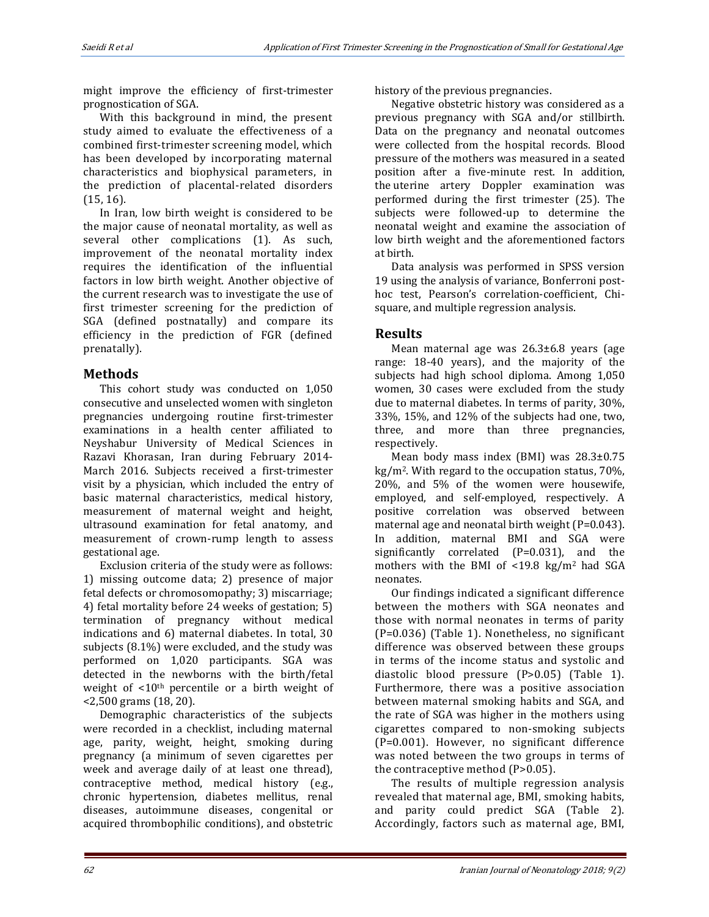might improve the efficiency of first-trimester prognostication of SGA.

With this background in mind, the present study aimed to evaluate the effectiveness of a combined first-trimester screening model, which has been developed by incorporating maternal characteristics and biophysical parameters, in the prediction of placental-related disorders (15, 16).

In Iran, low birth weight is considered to be the major cause of neonatal mortality, as well as several other complications (1). As such, improvement of the neonatal mortality index requires the identification of the influential factors in low birth weight. Another objective of the current research was to investigate the use of first trimester screening for the prediction of SGA (defined postnatally) and compare its efficiency in the prediction of FGR (defined prenatally).

## Methods

This cohort study was conducted on 1,050 consecutive and unselected women with singleton pregnancies undergoing routine first-trimester examinations in a health center affiliated to Neyshabur University of Medical Sciences in Razavi Khorasan, Iran during February 2014-March 2016. Subjects received a first-trimester visit by a physician, which included the entry of basic maternal characteristics, medical history, measurement of maternal weight and height, ultrasound examination for fetal anatomy, and measurement of crown-rump length to assess gestational age.

Exclusion criteria of the study were as follows: 1) missing outcome data; 2) presence of major fetal defects or chromosomopathy; 3) miscarriage; 4) fetal mortality before 24 weeks of gestation; 5) termination of pregnancy without medical indications and 6) maternal diabetes. In total, 30 subjects (8.1%) were excluded, and the study was performed on 1,020 participants. SGA was detected in the newborns with the birth/fetal weight of <10th percentile or a birth weight of <2,500 grams (18, 20).

Demographic characteristics of the subjects were recorded in a checklist, including maternal age, parity, weight, height, smoking during pregnancy (a minimum of seven cigarettes per week and average daily of at least one thread), contraceptive method, medical history (e.g., chronic hypertension, diabetes mellitus, renal diseases, autoimmune diseases, congenital or acquired thrombophilic conditions), and obstetric history of the previous pregnancies.

Negative obstetric history was considered as a previous pregnancy with SGA and/or stillbirth. Data on the pregnancy and neonatal outcomes were collected from the hospital records. Blood pressure of the mothers was measured in a seated position after a five-minute rest. In addition, the uterine artery Doppler examination was performed during the first trimester (25). The subjects were followed-up to determine the neonatal weight and examine the association of low birth weight and the aforementioned factors at birth.

Data analysis was performed in SPSS version 19 using the analysis of variance, Bonferroni post-hoc test, Pearson's correlation-coefficient, Chi-square, and multiple regression analysis.

## Results

Mean maternal age was 26.3±6.8 years (age range: 18-40 years), and the majority of the subjects had high school diploma. Among 1,050 women, 30 cases were excluded from the study due to maternal diabetes. In terms of parity, 30%, 33%, 15%, and 12% of the subjects had one, two, three, and more than three pregnancies, respectively.

Mean body mass index (BMI) was 28.3±0.75 kg/m$^2$. With regard to the occupation status, 70%, 20%, and 5% of the women were housewife, employed, and self-employed, respectively. A positive correlation was observed between maternal age and neonatal birth weight (P=0.043). In addition, maternal BMI and SGA were significantly correlated (P=0.031), and the mothers with the BMI of <19.8 kg/m$^2$ had SGA neonates.

Our findings indicated a significant difference between the mothers with SGA neonates and those with normal neonates in terms of parity (P=0.036) (Table 1). Nonetheless, no significant difference was observed between these groups in terms of the income status and systolic and diastolic blood pressure (P>0.05) (Table 1). Furthermore, there was a positive association between maternal smoking habits and SGA, and the rate of SGA was higher in the mothers using cigarettes compared to non-smoking subjects (P=0.001). However, no significant difference was noted between the two groups in terms of the contraceptive method (P>0.05).

The results of multiple regression analysis revealed that maternal age, BMI, smoking habits, and parity could predict SGA (Table 2). Accordingly, factors such as maternal age, BMI,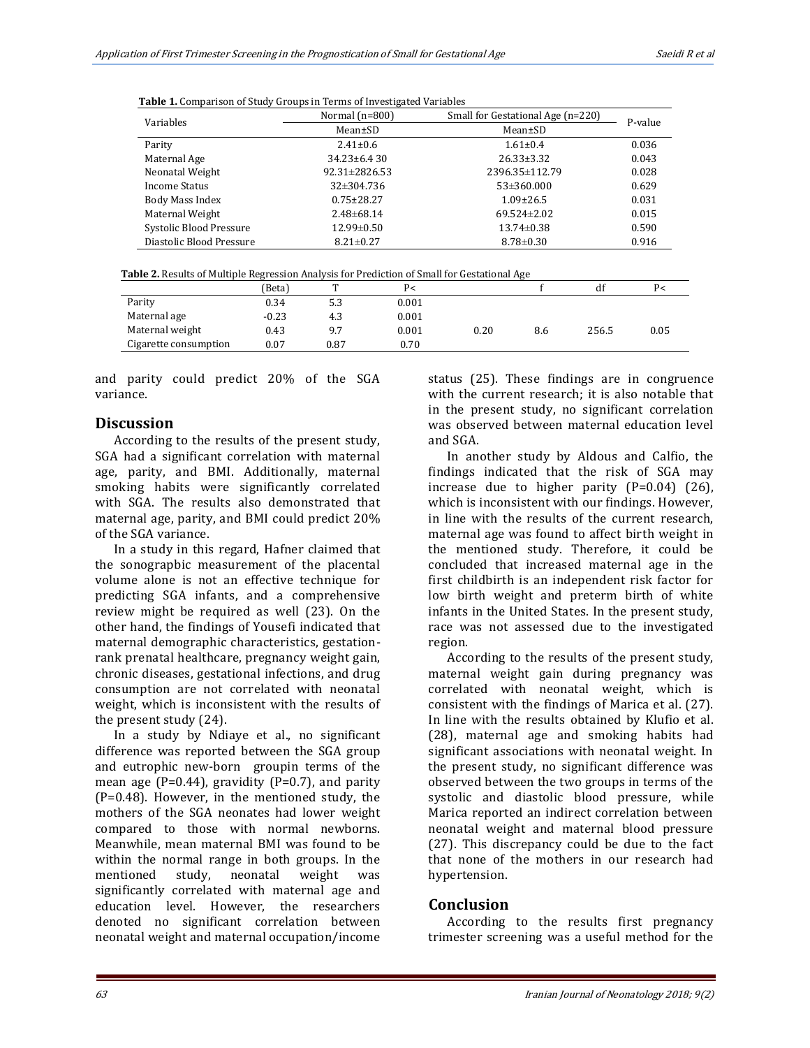**Table 1.** Comparison of Study Groups in Terms of Investigated Variables

| Variables | Normal (n=800) | Small for Gestational Age (n=220) | P-value |
|---|---|---|---|
| | Mean±SD | Mean±SD | |
| Parity | 2.41±0.6 | 1.61±0.4 | 0.036 |
| Maternal Age | 34.23±6.4 30 | 26.33±3.32 | 0.043 |
| Neonatal Weight | 92.31±2826.53 | 2396.35±112.79 | 0.028 |
| Income Status | 32±304.736 | 53±360.000 | 0.629 |
| Body Mass Index | 0.75±28.27 | 1.09±26.5 | 0.031 |
| Maternal Weight | 2.48±68.14 | 69.524±2.02 | 0.015 |
| Systolic Blood Pressure | 12.99±0.50 | 13.74±0.38 | 0.590 |
| Diastolic Blood Pressure | 8.21±0.27 | 8.78±0.30 | 0.916 |

**Table 2.** Results of Multiple Regression Analysis for Prediction of Small for Gestational Age

| | (Beta) | T | P< | | f | df | P< |
|---|---|---|---|---|---|---|---|
| Parity | 0.34 | 5.3 | 0.001 | | | | |
| Maternal age | -0.23 | 4.3 | 0.001 | | | | |
| Maternal weight | 0.43 | 9.7 | 0.001 | 0.20 | 8.6 | 256.5 | 0.05 |
| Cigarette consumption | 0.07 | 0.87 | 0.70 | | | | |

and parity could predict 20% of the SGA variance.

## Discussion

According to the results of the present study, SGA had a significant correlation with maternal age, parity, and BMI. Additionally, maternal smoking habits were significantly correlated with SGA. The results also demonstrated that maternal age, parity, and BMI could predict 20% of the SGA variance.

In a study in this regard, Hafner claimed that the sonograpbic measurement of the placental volume alone is not an effective technique for predicting SGA infants, and a comprehensive review might be required as well (23). On the other hand, the findings of Yousefi indicated that maternal demographic characteristics, gestation-rank prenatal healthcare, pregnancy weight gain, chronic diseases, gestational infections, and drug consumption are not correlated with neonatal weight, which is inconsistent with the results of the present study (24).

In a study by Ndiaye et al., no significant difference was reported between the SGA group and eutrophic new-born groupin terms of the mean age (P=0.44), gravidity (P=0.7), and parity (P=0.48). However, in the mentioned study, the mothers of the SGA neonates had lower weight compared to those with normal newborns. Meanwhile, mean maternal BMI was found to be within the normal range in both groups. In the mentioned study, neonatal weight was significantly correlated with maternal age and education level. However, the researchers denoted no significant correlation between neonatal weight and maternal occupation/income status (25). These findings are in congruence with the current research; it is also notable that in the present study, no significant correlation was observed between maternal education level and SGA.

In another study by Aldous and Calfio, the findings indicated that the risk of SGA may increase due to higher parity (P=0.04) (26), which is inconsistent with our findings. However, in line with the results of the current research, maternal age was found to affect birth weight in the mentioned study. Therefore, it could be concluded that increased maternal age in the first childbirth is an independent risk factor for low birth weight and preterm birth of white infants in the United States. In the present study, race was not assessed due to the investigated region.

According to the results of the present study, maternal weight gain during pregnancy was correlated with neonatal weight, which is consistent with the findings of Marica et al. (27). In line with the results obtained by Klufio et al. (28), maternal age and smoking habits had significant associations with neonatal weight. In the present study, no significant difference was observed between the two groups in terms of the systolic and diastolic blood pressure, while Marica reported an indirect correlation between neonatal weight and maternal blood pressure (27). This discrepancy could be due to the fact that none of the mothers in our research had hypertension.

## Conclusion

According to the results first pregnancy trimester screening was a useful method for the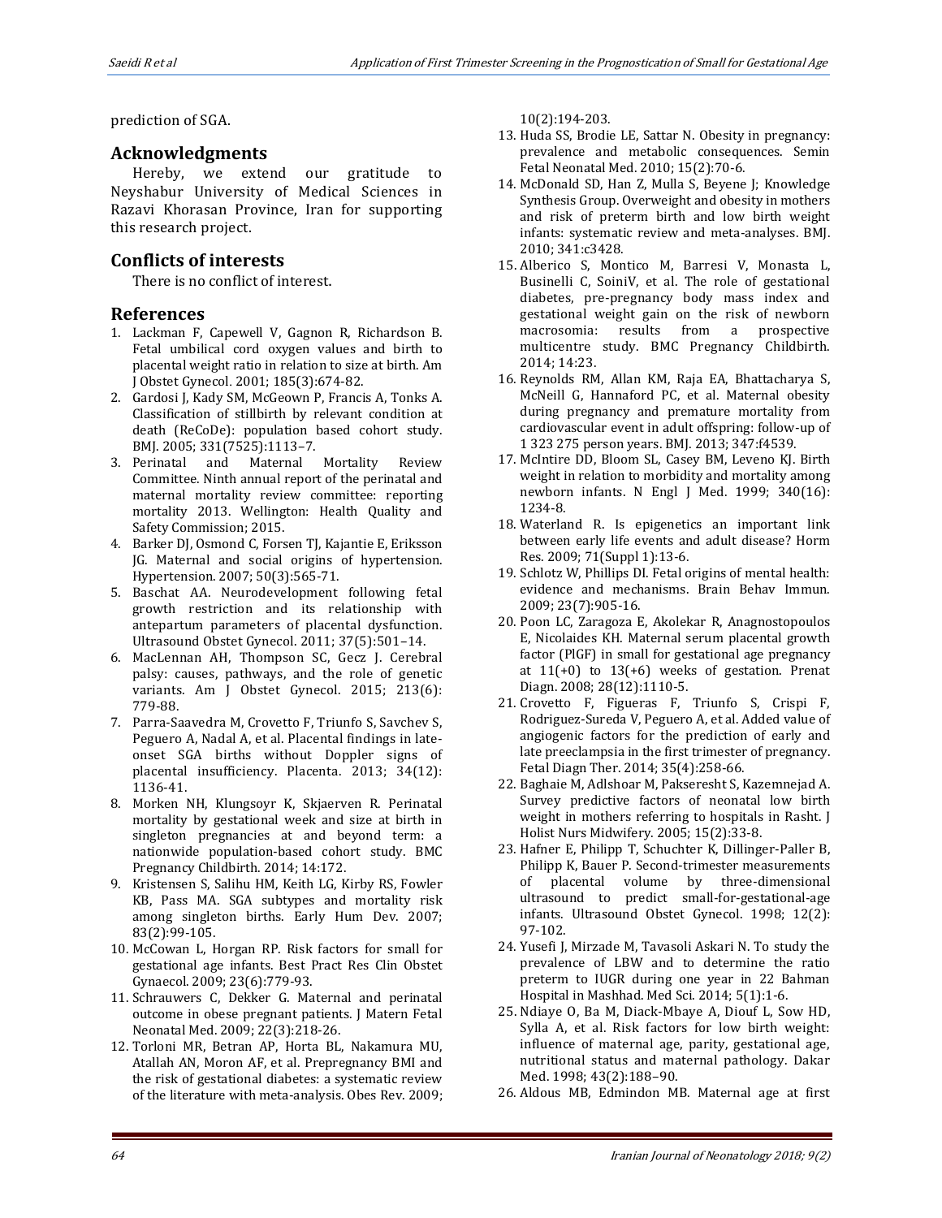prediction of SGA.

## Acknowledgments

Hereby, we extend our gratitude to Neyshabur University of Medical Sciences in Razavi Khorasan Province, Iran for supporting this research project.

## Conflicts of interests

There is no conflict of interest.

## References

1. Lackman F, Capewell V, Gagnon R, Richardson B. Fetal umbilical cord oxygen values and birth to placental weight ratio in relation to size at birth. Am J Obstet Gynecol. 2001; 185(3):674-82.
2. Gardosi J, Kady SM, McGeown P, Francis A, Tonks A. Classification of stillbirth by relevant condition at death (ReCoDe): population based cohort study. BMJ. 2005; 331(7525):1113–7.
3. Perinatal and Maternal Mortality Review Committee. Ninth annual report of the perinatal and maternal mortality review committee: reporting mortality 2013. Wellington: Health Quality and Safety Commission; 2015.
4. Barker DJ, Osmond C, Forsen TJ, Kajantie E, Eriksson JG. Maternal and social origins of hypertension. Hypertension. 2007; 50(3):565-71.
5. Baschat AA. Neurodevelopment following fetal growth restriction and its relationship with antepartum parameters of placental dysfunction. Ultrasound Obstet Gynecol. 2011; 37(5):501–14.
6. MacLennan AH, Thompson SC, Gecz J. Cerebral palsy: causes, pathways, and the role of genetic variants. Am J Obstet Gynecol. 2015; 213(6): 779-88.
7. Parra-Saavedra M, Crovetto F, Triunfo S, Savchev S, Peguero A, Nadal A, et al. Placental findings in late-onset SGA births without Doppler signs of placental insufficiency. Placenta. 2013; 34(12): 1136-41.
8. Morken NH, Klungsoyr K, Skjaerven R. Perinatal mortality by gestational week and size at birth in singleton pregnancies at and beyond term: a nationwide population-based cohort study. BMC Pregnancy Childbirth. 2014; 14:172.
9. Kristensen S, Salihu HM, Keith LG, Kirby RS, Fowler KB, Pass MA. SGA subtypes and mortality risk among singleton births. Early Hum Dev. 2007; 83(2):99-105.
10. McCowan L, Horgan RP. Risk factors for small for gestational age infants. Best Pract Res Clin Obstet Gynaecol. 2009; 23(6):779-93.
11. Schrauwers C, Dekker G. Maternal and perinatal outcome in obese pregnant patients. J Matern Fetal Neonatal Med. 2009; 22(3):218-26.
12. Torloni MR, Betran AP, Horta BL, Nakamura MU, Atallah AN, Moron AF, et al. Prepregnancy BMI and the risk of gestational diabetes: a systematic review of the literature with meta-analysis. Obes Rev. 2009; 10(2):194-203.
13. Huda SS, Brodie LE, Sattar N. Obesity in pregnancy: prevalence and metabolic consequences. Semin Fetal Neonatal Med. 2010; 15(2):70-6.
14. McDonald SD, Han Z, Mulla S, Beyene J; Knowledge Synthesis Group. Overweight and obesity in mothers and risk of preterm birth and low birth weight infants: systematic review and meta-analyses. BMJ. 2010; 341:c3428.
15. Alberico S, Montico M, Barresi V, Monasta L, Businelli C, SoiniV, et al. The role of gestational diabetes, pre-pregnancy body mass index and gestational weight gain on the risk of newborn macrosomia: results from a prospective multicentre study. BMC Pregnancy Childbirth. 2014; 14:23.
16. Reynolds RM, Allan KM, Raja EA, Bhattacharya S, McNeill G, Hannaford PC, et al. Maternal obesity during pregnancy and premature mortality from cardiovascular event in adult offspring: follow-up of 1 323 275 person years. BMJ. 2013; 347:f4539.
17. McIntire DD, Bloom SL, Casey BM, Leveno KJ. Birth weight in relation to morbidity and mortality among newborn infants. N Engl J Med. 1999; 340(16): 1234-8.
18. Waterland R. Is epigenetics an important link between early life events and adult disease? Horm Res. 2009; 71(Suppl 1):13-6.
19. Schlotz W, Phillips DI. Fetal origins of mental health: evidence and mechanisms. Brain Behav Immun. 2009; 23(7):905-16.
20. Poon LC, Zaragoza E, Akolekar R, Anagnostopoulos E, Nicolaides KH. Maternal serum placental growth factor (PlGF) in small for gestational age pregnancy at 11(+0) to 13(+6) weeks of gestation. Prenat Diagn. 2008; 28(12):1110-5.
21. Crovetto F, Figueras F, Triunfo S, Crispi F, Rodriguez-Sureda V, Peguero A, et al. Added value of angiogenic factors for the prediction of early and late preeclampsia in the first trimester of pregnancy. Fetal Diagn Ther. 2014; 35(4):258-66.
22. Baghaie M, Adlshoar M, Pakseresht S, Kazemnejad A. Survey predictive factors of neonatal low birth weight in mothers referring to hospitals in Rasht. J Holist Nurs Midwifery. 2005; 15(2):33-8.
23. Hafner E, Philipp T, Schuchter K, Dillinger-Paller B, Philipp K, Bauer P. Second-trimester measurements of placental volume by three-dimensional ultrasound to predict small-for-gestational-age infants. Ultrasound Obstet Gynecol. 1998; 12(2): 97-102.
24. Yusefi J, Mirzade M, Tavasoli Askari N. To study the prevalence of LBW and to determine the ratio preterm to IUGR during one year in 22 Bahman Hospital in Mashhad. Med Sci. 2014; 5(1):1-6.
25. Ndiaye O, Ba M, Diack-Mbaye A, Diouf L, Sow HD, Sylla A, et al. Risk factors for low birth weight: influence of maternal age, parity, gestational age, nutritional status and maternal pathology. Dakar Med. 1998; 43(2):188–90.
26. Aldous MB, Edmindon MB. Maternal age at first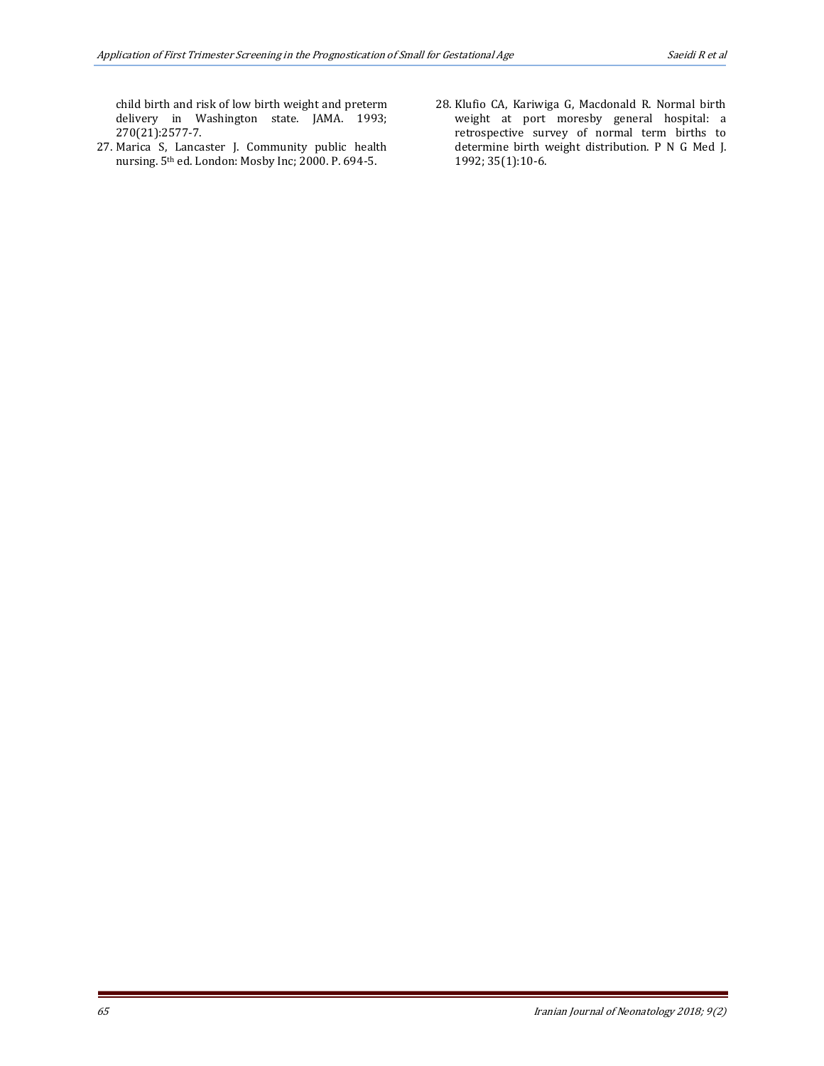child birth and risk of low birth weight and preterm delivery in Washington state. JAMA. 1993; 270(21):2577-7.

27. Marica S, Lancaster J. Community public health nursing. 5th ed. London: Mosby Inc; 2000. P. 694-5.
28. Klufio CA, Kariwiga G, Macdonald R. Normal birth weight at port moresby general hospital: a retrospective survey of normal term births to determine birth weight distribution. P N G Med J. 1992; 35(1):10-6.